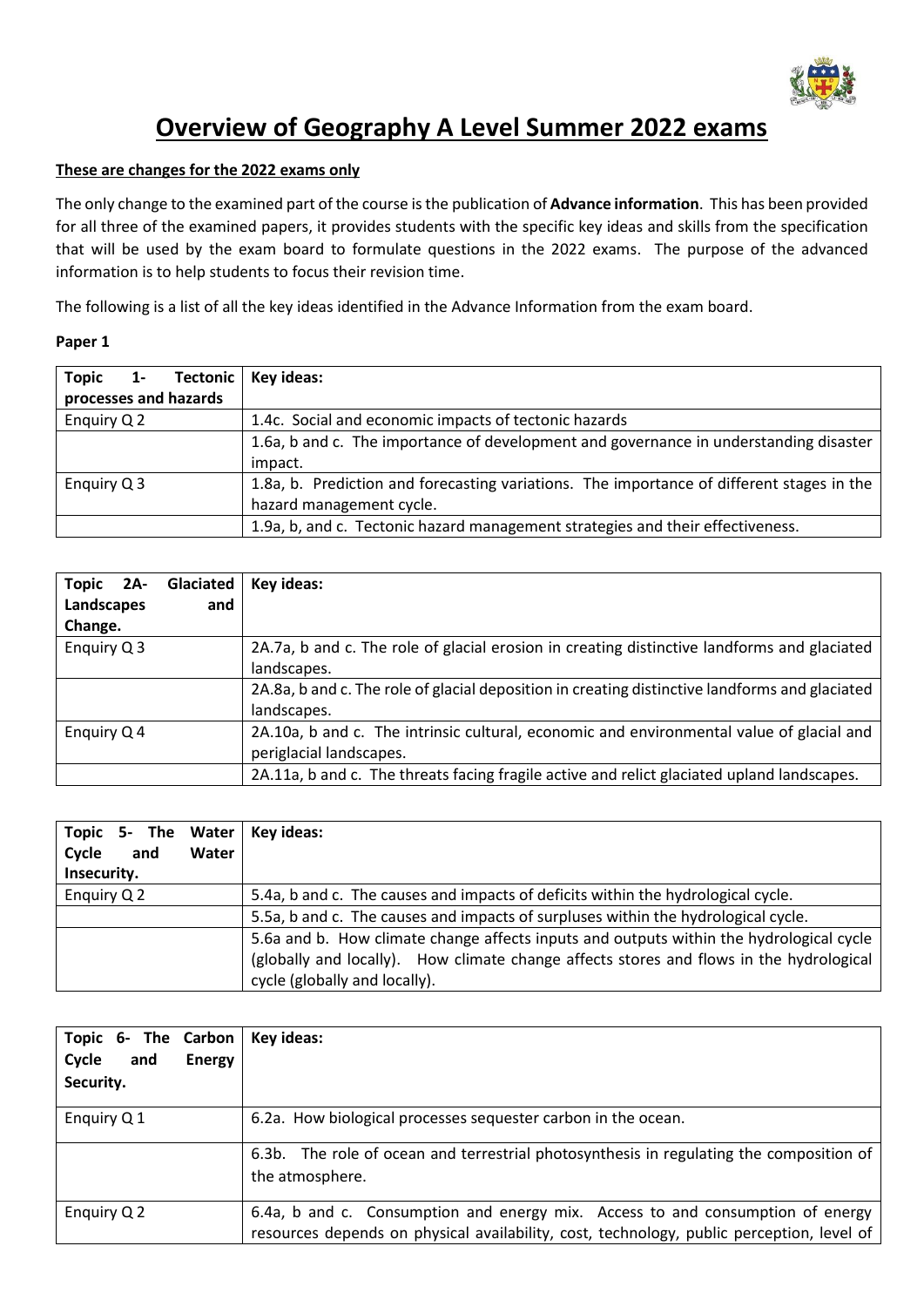# Overview of Geography A Level Summer 2022 exams

**These are changes for the 2022 exams only**

The only change to the examined part of the course is the publication of **Advance information**. This has been provided for all three of the examined papers, it provides students with the specific key ideas and skills from the specification that will be used by the exam board to formulate questions in the 2022 exams. The purpose of the advanced information is to help students to focus their revision time.

The following is a list of all the key ideas identified in the Advance Information from the exam board.

**Paper 1**

| **Topic 1- Tectonic processes and hazards** | **Key ideas:** |
|---|---|
| Enquiry Q 2 | 1.4c. Social and economic impacts of tectonic hazards |
| | 1.6a, b and c. The importance of development and governance in understanding disaster impact. |
| Enquiry Q 3 | 1.8a, b. Prediction and forecasting variations. The importance of different stages in the hazard management cycle. |
| | 1.9a, b, and c. Tectonic hazard management strategies and their effectiveness. |

| **Topic 2A- Glaciated Landscapes and Change.** | **Key ideas:** |
|---|---|
| Enquiry Q 3 | 2A.7a, b and c. The role of glacial erosion in creating distinctive landforms and glaciated landscapes. |
| | 2A.8a, b and c. The role of glacial deposition in creating distinctive landforms and glaciated landscapes. |
| Enquiry Q 4 | 2A.10a, b and c. The intrinsic cultural, economic and environmental value of glacial and periglacial landscapes. |
| | 2A.11a, b and c. The threats facing fragile active and relict glaciated upland landscapes. |

| **Topic 5- The Water Cycle and Water Insecurity.** | **Key ideas:** |
|---|---|
| Enquiry Q 2 | 5.4a, b and c. The causes and impacts of deficits within the hydrological cycle. |
| | 5.5a, b and c. The causes and impacts of surpluses within the hydrological cycle. |
| | 5.6a and b. How climate change affects inputs and outputs within the hydrological cycle (globally and locally). How climate change affects stores and flows in the hydrological cycle (globally and locally). |

| **Topic 6- The Carbon Cycle and Energy Security.** | **Key ideas:** |
|---|---|
| Enquiry Q 1 | 6.2a. How biological processes sequester carbon in the ocean. |
| | 6.3b. The role of ocean and terrestrial photosynthesis in regulating the composition of the atmosphere. |
| Enquiry Q 2 | 6.4a, b and c. Consumption and energy mix. Access to and consumption of energy resources depends on physical availability, cost, technology, public perception, level of |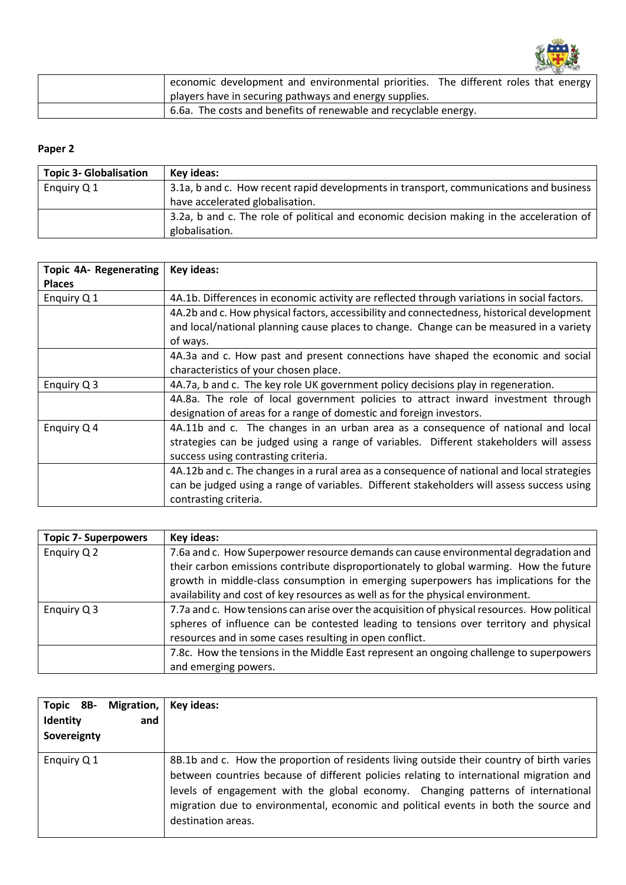| | |
|---|---|
| | economic development and environmental priorities. The different roles that energy players have in securing pathways and energy supplies. |
| | 6.6a. The costs and benefits of renewable and recyclable energy. |

**Paper 2**

| Topic 3- Globalisation | Key ideas: |
|---|---|
| Enquiry Q 1 | 3.1a, b and c. How recent rapid developments in transport, communications and business have accelerated globalisation. |
| | 3.2a, b and c. The role of political and economic decision making in the acceleration of globalisation. |

| Topic 4A- Regenerating Places | Key ideas: |
|---|---|
| Enquiry Q 1 | 4A.1b. Differences in economic activity are reflected through variations in social factors. |
| | 4A.2b and c. How physical factors, accessibility and connectedness, historical development and local/national planning cause places to change. Change can be measured in a variety of ways. |
| | 4A.3a and c. How past and present connections have shaped the economic and social characteristics of your chosen place. |
| Enquiry Q 3 | 4A.7a, b and c. The key role UK government policy decisions play in regeneration. |
| | 4A.8a. The role of local government policies to attract inward investment through designation of areas for a range of domestic and foreign investors. |
| Enquiry Q 4 | 4A.11b and c. The changes in an urban area as a consequence of national and local strategies can be judged using a range of variables. Different stakeholders will assess success using contrasting criteria. |
| | 4A.12b and c. The changes in a rural area as a consequence of national and local strategies can be judged using a range of variables. Different stakeholders will assess success using contrasting criteria. |

| Topic 7- Superpowers | Key ideas: |
|---|---|
| Enquiry Q 2 | 7.6a and c. How Superpower resource demands can cause environmental degradation and their carbon emissions contribute disproportionately to global warming. How the future growth in middle-class consumption in emerging superpowers has implications for the availability and cost of key resources as well as for the physical environment. |
| Enquiry Q 3 | 7.7a and c. How tensions can arise over the acquisition of physical resources. How political spheres of influence can be contested leading to tensions over territory and physical resources and in some cases resulting in open conflict. |
| | 7.8c. How the tensions in the Middle East represent an ongoing challenge to superpowers and emerging powers. |

| Topic 8B- Migration, Identity and Sovereignty | Key ideas: |
|---|---|
| Enquiry Q 1 | 8B.1b and c. How the proportion of residents living outside their country of birth varies between countries because of different policies relating to international migration and levels of engagement with the global economy. Changing patterns of international migration due to environmental, economic and political events in both the source and destination areas. |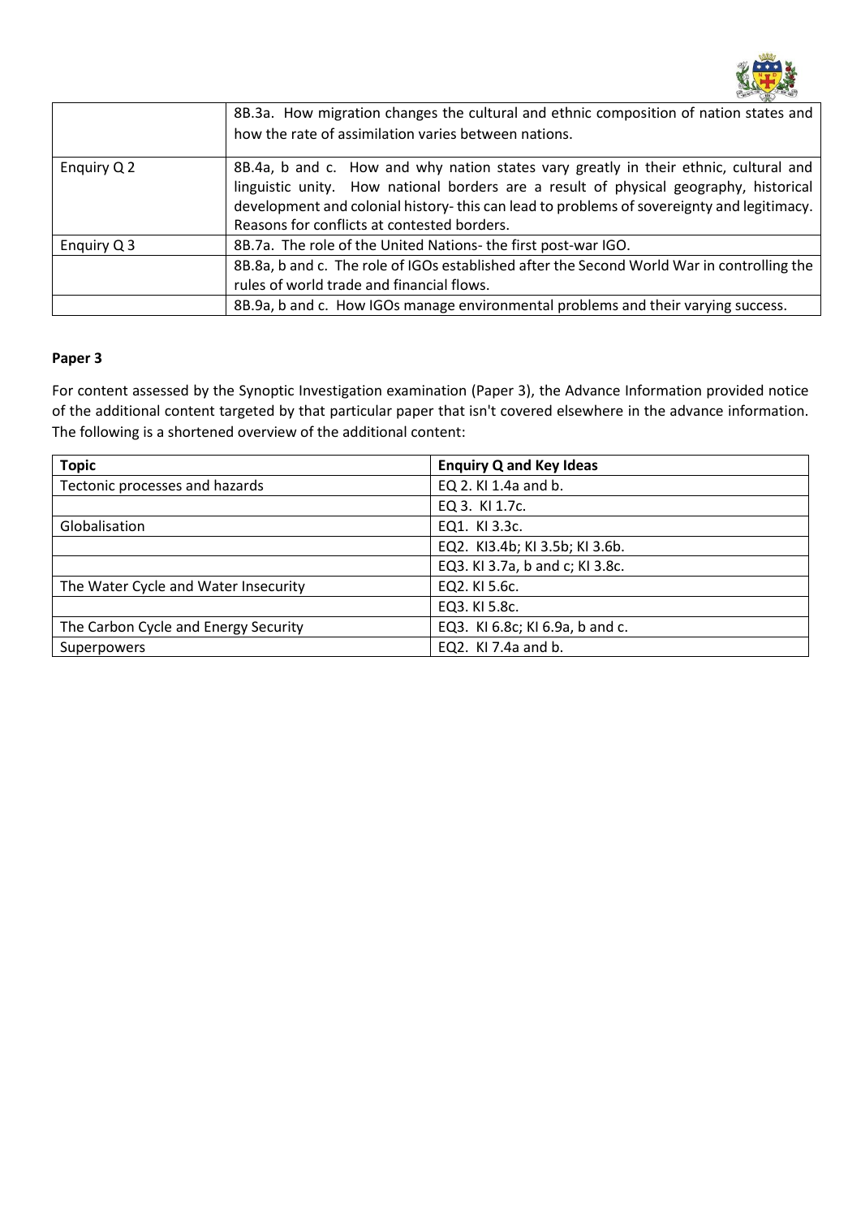| | |
|---|---|
| | 8B.3a. How migration changes the cultural and ethnic composition of nation states and how the rate of assimilation varies between nations. |
| Enquiry Q 2 | 8B.4a, b and c. How and why nation states vary greatly in their ethnic, cultural and linguistic unity. How national borders are a result of physical geography, historical development and colonial history- this can lead to problems of sovereignty and legitimacy. Reasons for conflicts at contested borders. |
| Enquiry Q 3 | 8B.7a. The role of the United Nations- the first post-war IGO. |
| | 8B.8a, b and c. The role of IGOs established after the Second World War in controlling the rules of world trade and financial flows. |
| | 8B.9a, b and c. How IGOs manage environmental problems and their varying success. |

**Paper 3**

For content assessed by the Synoptic Investigation examination (Paper 3), the Advance Information provided notice of the additional content targeted by that particular paper that isn't covered elsewhere in the advance information. The following is a shortened overview of the additional content:

| Topic | Enquiry Q and Key Ideas |
|---|---|
| Tectonic processes and hazards | EQ 2. KI 1.4a and b. |
| | EQ 3. KI 1.7c. |
| Globalisation | EQ1. KI 3.3c. |
| | EQ2. KI3.4b; KI 3.5b; KI 3.6b. |
| | EQ3. KI 3.7a, b and c; KI 3.8c. |
| The Water Cycle and Water Insecurity | EQ2. KI 5.6c. |
| | EQ3. KI 5.8c. |
| The Carbon Cycle and Energy Security | EQ3. KI 6.8c; KI 6.9a, b and c. |
| Superpowers | EQ2. KI 7.4a and b. |